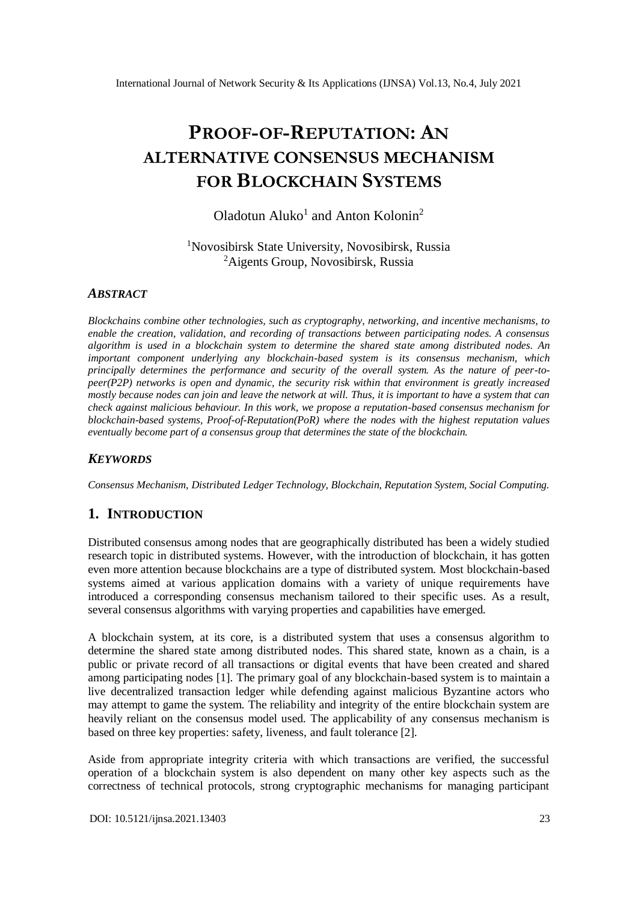# PROOF-OF-REPUTATION: AN ALTERNATIVE CONSENSUS MECHANISM FOR BLOCKCHAIN SYSTEMS

Oladotun Aluko[1] and Anton Kolonin[2]

[1]Novosibirsk State University, Novosibirsk, Russia
[2]Aigents Group, Novosibirsk, Russia

## *ABSTRACT*

*Blockchains combine other technologies, such as cryptography, networking, and incentive mechanisms, to enable the creation, validation, and recording of transactions between participating nodes. A consensus algorithm is used in a blockchain system to determine the shared state among distributed nodes. An important component underlying any blockchain-based system is its consensus mechanism, which principally determines the performance and security of the overall system. As the nature of peer-to-peer(P2P) networks is open and dynamic, the security risk within that environment is greatly increased mostly because nodes can join and leave the network at will. Thus, it is important to have a system that can check against malicious behaviour. In this work, we propose a reputation-based consensus mechanism for blockchain-based systems, Proof-of-Reputation(PoR) where the nodes with the highest reputation values eventually become part of a consensus group that determines the state of the blockchain.*

## *KEYWORDS*

*Consensus Mechanism, Distributed Ledger Technology, Blockchain, Reputation System, Social Computing.*

## 1. INTRODUCTION

Distributed consensus among nodes that are geographically distributed has been a widely studied research topic in distributed systems. However, with the introduction of blockchain, it has gotten even more attention because blockchains are a type of distributed system. Most blockchain-based systems aimed at various application domains with a variety of unique requirements have introduced a corresponding consensus mechanism tailored to their specific uses. As a result, several consensus algorithms with varying properties and capabilities have emerged.

A blockchain system, at its core, is a distributed system that uses a consensus algorithm to determine the shared state among distributed nodes. This shared state, known as a chain, is a public or private record of all transactions or digital events that have been created and shared among participating nodes [1]. The primary goal of any blockchain-based system is to maintain a live decentralized transaction ledger while defending against malicious Byzantine actors who may attempt to game the system. The reliability and integrity of the entire blockchain system are heavily reliant on the consensus model used. The applicability of any consensus mechanism is based on three key properties: safety, liveness, and fault tolerance [2].

Aside from appropriate integrity criteria with which transactions are verified, the successful operation of a blockchain system is also dependent on many other key aspects such as the correctness of technical protocols, strong cryptographic mechanisms for managing participant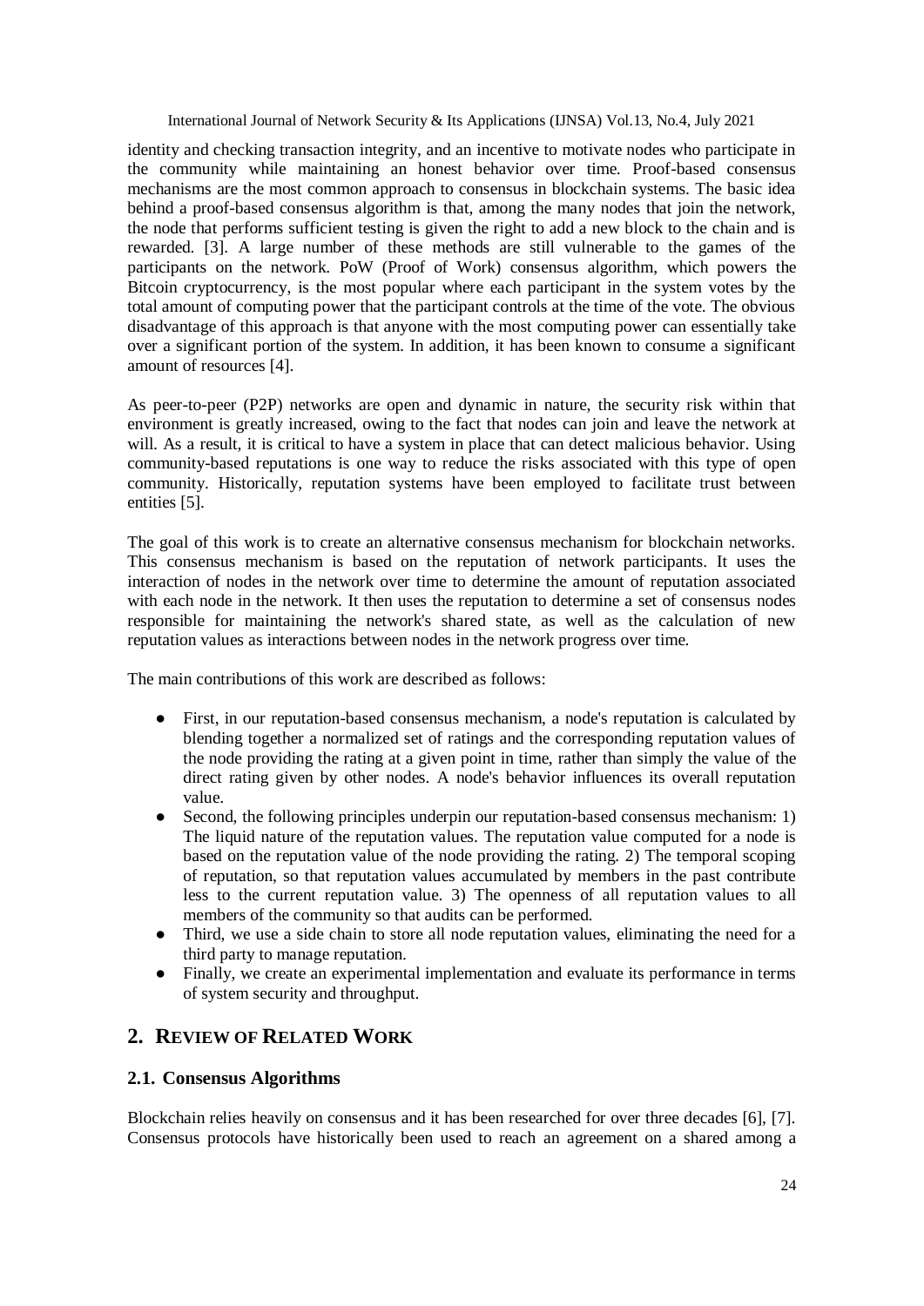identity and checking transaction integrity, and an incentive to motivate nodes who participate in the community while maintaining an honest behavior over time. Proof-based consensus mechanisms are the most common approach to consensus in blockchain systems. The basic idea behind a proof-based consensus algorithm is that, among the many nodes that join the network, the node that performs sufficient testing is given the right to add a new block to the chain and is rewarded. [3]. A large number of these methods are still vulnerable to the games of the participants on the network. PoW (Proof of Work) consensus algorithm, which powers the Bitcoin cryptocurrency, is the most popular where each participant in the system votes by the total amount of computing power that the participant controls at the time of the vote. The obvious disadvantage of this approach is that anyone with the most computing power can essentially take over a significant portion of the system. In addition, it has been known to consume a significant amount of resources [4].

As peer-to-peer (P2P) networks are open and dynamic in nature, the security risk within that environment is greatly increased, owing to the fact that nodes can join and leave the network at will. As a result, it is critical to have a system in place that can detect malicious behavior. Using community-based reputations is one way to reduce the risks associated with this type of open community. Historically, reputation systems have been employed to facilitate trust between entities [5].

The goal of this work is to create an alternative consensus mechanism for blockchain networks. This consensus mechanism is based on the reputation of network participants. It uses the interaction of nodes in the network over time to determine the amount of reputation associated with each node in the network. It then uses the reputation to determine a set of consensus nodes responsible for maintaining the network's shared state, as well as the calculation of new reputation values as interactions between nodes in the network progress over time.

The main contributions of this work are described as follows:

- First, in our reputation-based consensus mechanism, a node's reputation is calculated by blending together a normalized set of ratings and the corresponding reputation values of the node providing the rating at a given point in time, rather than simply the value of the direct rating given by other nodes. A node's behavior influences its overall reputation value.
- Second, the following principles underpin our reputation-based consensus mechanism: 1) The liquid nature of the reputation values. The reputation value computed for a node is based on the reputation value of the node providing the rating. 2) The temporal scoping of reputation, so that reputation values accumulated by members in the past contribute less to the current reputation value. 3) The openness of all reputation values to all members of the community so that audits can be performed.
- Third, we use a side chain to store all node reputation values, eliminating the need for a third party to manage reputation.
- Finally, we create an experimental implementation and evaluate its performance in terms of system security and throughput.

## 2. Review of Related Work

### 2.1. Consensus Algorithms

Blockchain relies heavily on consensus and it has been researched for over three decades [6], [7]. Consensus protocols have historically been used to reach an agreement on a shared among a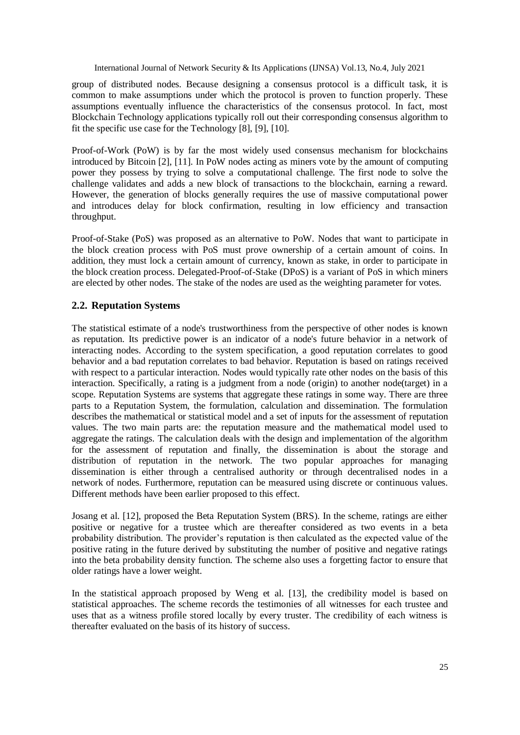group of distributed nodes. Because designing a consensus protocol is a difficult task, it is common to make assumptions under which the protocol is proven to function properly. These assumptions eventually influence the characteristics of the consensus protocol. In fact, most Blockchain Technology applications typically roll out their corresponding consensus algorithm to fit the specific use case for the Technology [8], [9], [10].

Proof-of-Work (PoW) is by far the most widely used consensus mechanism for blockchains introduced by Bitcoin [2], [11]. In PoW nodes acting as miners vote by the amount of computing power they possess by trying to solve a computational challenge. The first node to solve the challenge validates and adds a new block of transactions to the blockchain, earning a reward. However, the generation of blocks generally requires the use of massive computational power and introduces delay for block confirmation, resulting in low efficiency and transaction throughput.

Proof-of-Stake (PoS) was proposed as an alternative to PoW. Nodes that want to participate in the block creation process with PoS must prove ownership of a certain amount of coins. In addition, they must lock a certain amount of currency, known as stake, in order to participate in the block creation process. Delegated-Proof-of-Stake (DPoS) is a variant of PoS in which miners are elected by other nodes. The stake of the nodes are used as the weighting parameter for votes.

## 2.2. Reputation Systems

The statistical estimate of a node's trustworthiness from the perspective of other nodes is known as reputation. Its predictive power is an indicator of a node's future behavior in a network of interacting nodes. According to the system specification, a good reputation correlates to good behavior and a bad reputation correlates to bad behavior. Reputation is based on ratings received with respect to a particular interaction. Nodes would typically rate other nodes on the basis of this interaction. Specifically, a rating is a judgment from a node (origin) to another node(target) in a scope. Reputation Systems are systems that aggregate these ratings in some way. There are three parts to a Reputation System, the formulation, calculation and dissemination. The formulation describes the mathematical or statistical model and a set of inputs for the assessment of reputation values. The two main parts are: the reputation measure and the mathematical model used to aggregate the ratings. The calculation deals with the design and implementation of the algorithm for the assessment of reputation and finally, the dissemination is about the storage and distribution of reputation in the network. The two popular approaches for managing dissemination is either through a centralised authority or through decentralised nodes in a network of nodes. Furthermore, reputation can be measured using discrete or continuous values. Different methods have been earlier proposed to this effect.

Josang et al. [12], proposed the Beta Reputation System (BRS). In the scheme, ratings are either positive or negative for a trustee which are thereafter considered as two events in a beta probability distribution. The provider's reputation is then calculated as the expected value of the positive rating in the future derived by substituting the number of positive and negative ratings into the beta probability density function. The scheme also uses a forgetting factor to ensure that older ratings have a lower weight.

In the statistical approach proposed by Weng et al. [13], the credibility model is based on statistical approaches. The scheme records the testimonies of all witnesses for each trustee and uses that as a witness profile stored locally by every truster. The credibility of each witness is thereafter evaluated on the basis of its history of success.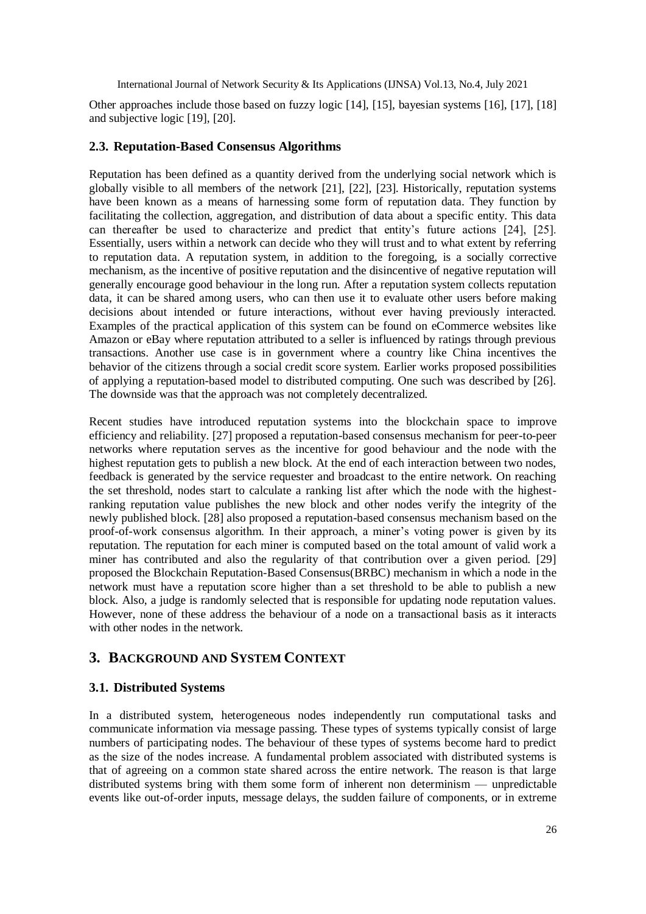Other approaches include those based on fuzzy logic [14], [15], bayesian systems [16], [17], [18] and subjective logic [19], [20].

### 2.3. Reputation-Based Consensus Algorithms

Reputation has been defined as a quantity derived from the underlying social network which is globally visible to all members of the network [21], [22], [23]. Historically, reputation systems have been known as a means of harnessing some form of reputation data. They function by facilitating the collection, aggregation, and distribution of data about a specific entity. This data can thereafter be used to characterize and predict that entity's future actions [24], [25]. Essentially, users within a network can decide who they will trust and to what extent by referring to reputation data. A reputation system, in addition to the foregoing, is a socially corrective mechanism, as the incentive of positive reputation and the disincentive of negative reputation will generally encourage good behaviour in the long run. After a reputation system collects reputation data, it can be shared among users, who can then use it to evaluate other users before making decisions about intended or future interactions, without ever having previously interacted. Examples of the practical application of this system can be found on eCommerce websites like Amazon or eBay where reputation attributed to a seller is influenced by ratings through previous transactions. Another use case is in government where a country like China incentives the behavior of the citizens through a social credit score system. Earlier works proposed possibilities of applying a reputation-based model to distributed computing. One such was described by [26]. The downside was that the approach was not completely decentralized.

Recent studies have introduced reputation systems into the blockchain space to improve efficiency and reliability. [27] proposed a reputation-based consensus mechanism for peer-to-peer networks where reputation serves as the incentive for good behaviour and the node with the highest reputation gets to publish a new block. At the end of each interaction between two nodes, feedback is generated by the service requester and broadcast to the entire network. On reaching the set threshold, nodes start to calculate a ranking list after which the node with the highest-ranking reputation value publishes the new block and other nodes verify the integrity of the newly published block. [28] also proposed a reputation-based consensus mechanism based on the proof-of-work consensus algorithm. In their approach, a miner's voting power is given by its reputation. The reputation for each miner is computed based on the total amount of valid work a miner has contributed and also the regularity of that contribution over a given period. [29] proposed the Blockchain Reputation-Based Consensus(BRBC) mechanism in which a node in the network must have a reputation score higher than a set threshold to be able to publish a new block. Also, a judge is randomly selected that is responsible for updating node reputation values. However, none of these address the behaviour of a node on a transactional basis as it interacts with other nodes in the network.

## 3. Background and System Context

### 3.1. Distributed Systems

In a distributed system, heterogeneous nodes independently run computational tasks and communicate information via message passing. These types of systems typically consist of large numbers of participating nodes. The behaviour of these types of systems become hard to predict as the size of the nodes increase. A fundamental problem associated with distributed systems is that of agreeing on a common state shared across the entire network. The reason is that large distributed systems bring with them some form of inherent non determinism — unpredictable events like out-of-order inputs, message delays, the sudden failure of components, or in extreme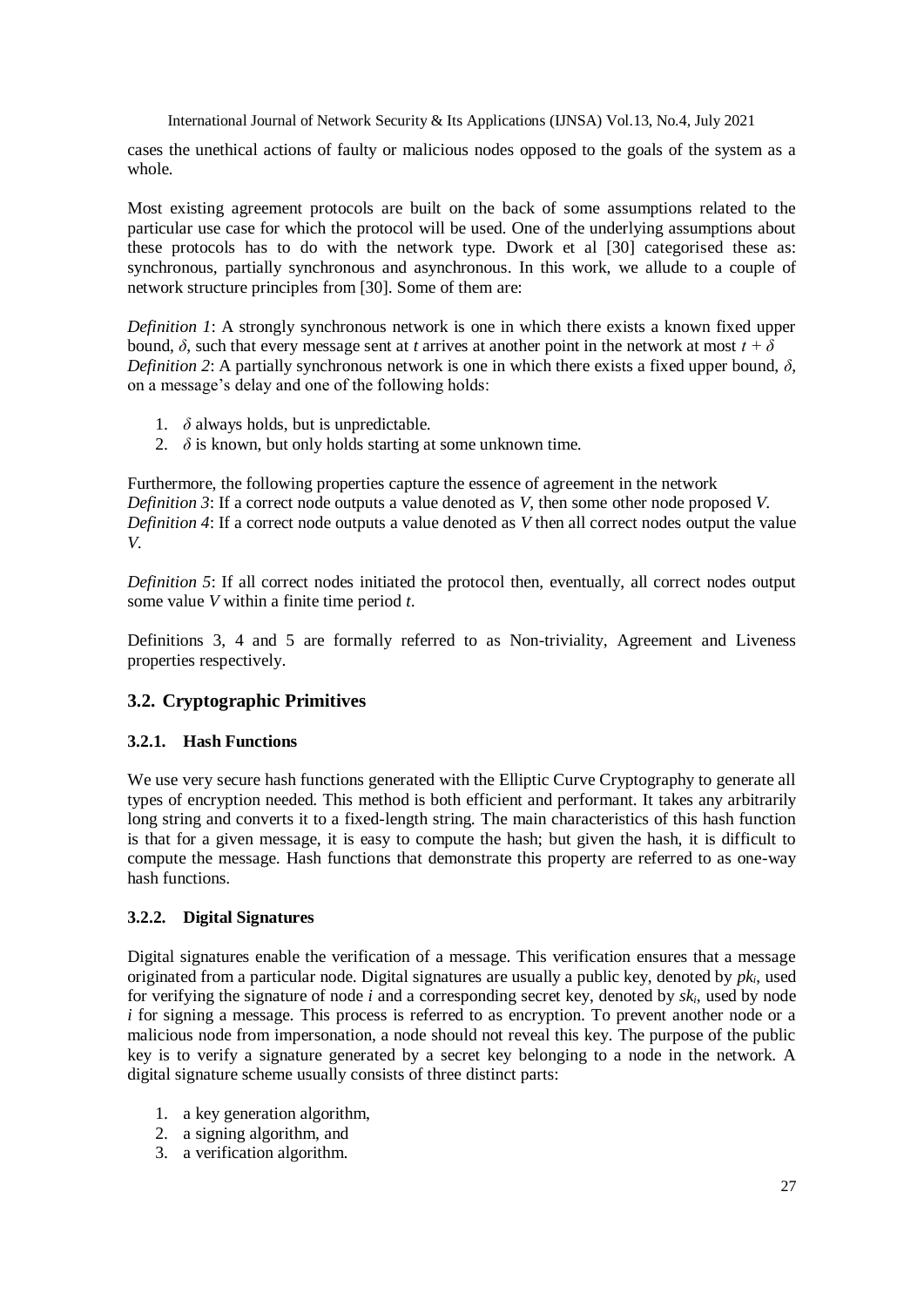cases the unethical actions of faulty or malicious nodes opposed to the goals of the system as a whole.

Most existing agreement protocols are built on the back of some assumptions related to the particular use case for which the protocol will be used. One of the underlying assumptions about these protocols has to do with the network type. Dwork et al [30] categorised these as: synchronous, partially synchronous and asynchronous. In this work, we allude to a couple of network structure principles from [30]. Some of them are:

*Definition 1*: A strongly synchronous network is one in which there exists a known fixed upper bound, $\delta$, such that every message sent at $t$ arrives at another point in the network at most $t + \delta$
*Definition 2*: A partially synchronous network is one in which there exists a fixed upper bound, $\delta$, on a message's delay and one of the following holds:

1. $\delta$ always holds, but is unpredictable.
2. $\delta$ is known, but only holds starting at some unknown time.

Furthermore, the following properties capture the essence of agreement in the network
*Definition 3*: If a correct node outputs a value denoted as $V$, then some other node proposed $V$.
*Definition 4*: If a correct node outputs a value denoted as $V$ then all correct nodes output the value $V$.

*Definition 5*: If all correct nodes initiated the protocol then, eventually, all correct nodes output some value $V$ within a finite time period $t$.

Definitions 3, 4 and 5 are formally referred to as Non-triviality, Agreement and Liveness properties respectively.

## 3.2. Cryptographic Primitives

### 3.2.1. Hash Functions

We use very secure hash functions generated with the Elliptic Curve Cryptography to generate all types of encryption needed. This method is both efficient and performant. It takes any arbitrarily long string and converts it to a fixed-length string. The main characteristics of this hash function is that for a given message, it is easy to compute the hash; but given the hash, it is difficult to compute the message. Hash functions that demonstrate this property are referred to as one-way hash functions.

### 3.2.2. Digital Signatures

Digital signatures enable the verification of a message. This verification ensures that a message originated from a particular node. Digital signatures are usually a public key, denoted by $pk_i$, used for verifying the signature of node $i$ and a corresponding secret key, denoted by $sk_i$, used by node $i$ for signing a message. This process is referred to as encryption. To prevent another node or a malicious node from impersonation, a node should not reveal this key. The purpose of the public key is to verify a signature generated by a secret key belonging to a node in the network. A digital signature scheme usually consists of three distinct parts:

1. a key generation algorithm,
2. a signing algorithm, and
3. a verification algorithm.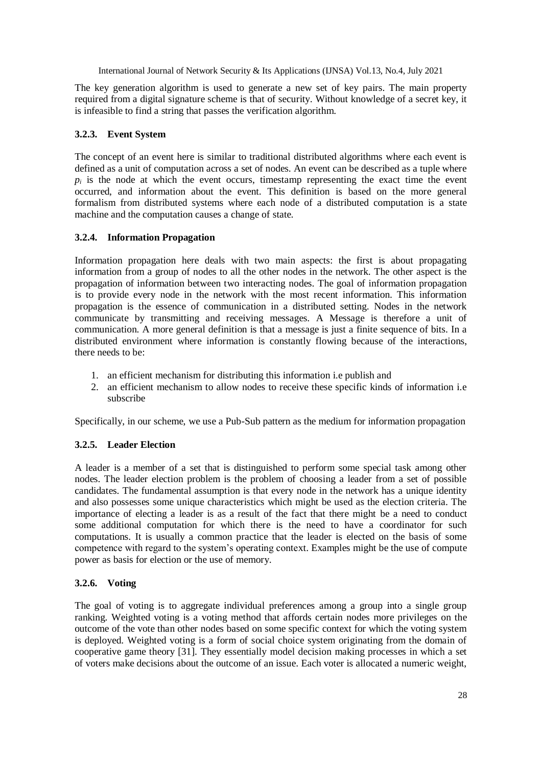The key generation algorithm is used to generate a new set of key pairs. The main property required from a digital signature scheme is that of security. Without knowledge of a secret key, it is infeasible to find a string that passes the verification algorithm.

#### 3.2.3. Event System

The concept of an event here is similar to traditional distributed algorithms where each event is defined as a unit of computation across a set of nodes. An event can be described as a tuple where $p_i$ is the node at which the event occurs, timestamp representing the exact time the event occurred, and information about the event. This definition is based on the more general formalism from distributed systems where each node of a distributed computation is a state machine and the computation causes a change of state.

#### 3.2.4. Information Propagation

Information propagation here deals with two main aspects: the first is about propagating information from a group of nodes to all the other nodes in the network. The other aspect is the propagation of information between two interacting nodes. The goal of information propagation is to provide every node in the network with the most recent information. This information propagation is the essence of communication in a distributed setting. Nodes in the network communicate by transmitting and receiving messages. A Message is therefore a unit of communication. A more general definition is that a message is just a finite sequence of bits. In a distributed environment where information is constantly flowing because of the interactions, there needs to be:

1. an efficient mechanism for distributing this information i.e publish and
2. an efficient mechanism to allow nodes to receive these specific kinds of information i.e subscribe

Specifically, in our scheme, we use a Pub-Sub pattern as the medium for information propagation

#### 3.2.5. Leader Election

A leader is a member of a set that is distinguished to perform some special task among other nodes. The leader election problem is the problem of choosing a leader from a set of possible candidates. The fundamental assumption is that every node in the network has a unique identity and also possesses some unique characteristics which might be used as the election criteria. The importance of electing a leader is as a result of the fact that there might be a need to conduct some additional computation for which there is the need to have a coordinator for such computations. It is usually a common practice that the leader is elected on the basis of some competence with regard to the system's operating context. Examples might be the use of compute power as basis for election or the use of memory.

#### 3.2.6. Voting

The goal of voting is to aggregate individual preferences among a group into a single group ranking. Weighted voting is a voting method that affords certain nodes more privileges on the outcome of the vote than other nodes based on some specific context for which the voting system is deployed. Weighted voting is a form of social choice system originating from the domain of cooperative game theory [31]. They essentially model decision making processes in which a set of voters make decisions about the outcome of an issue. Each voter is allocated a numeric weight,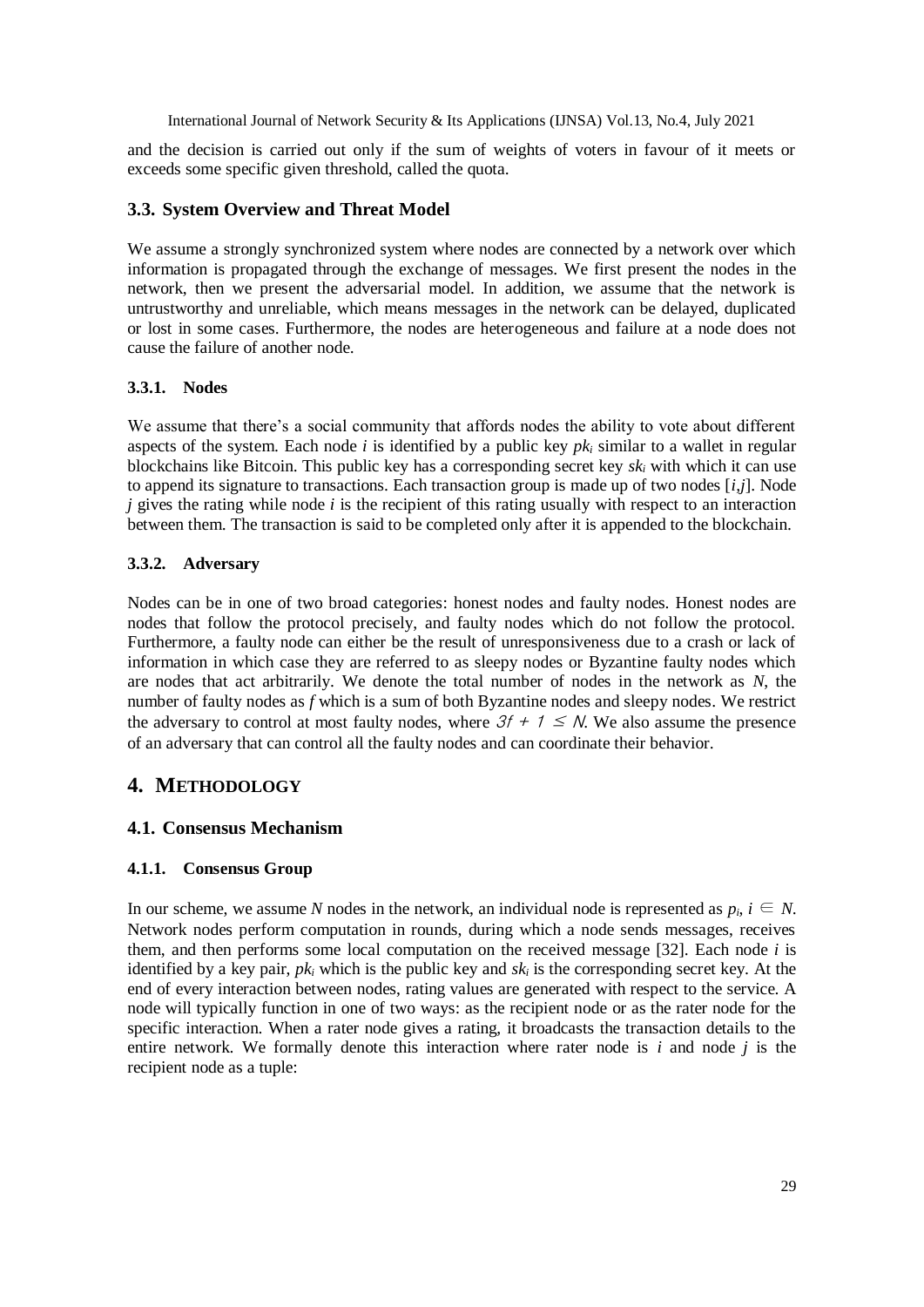and the decision is carried out only if the sum of weights of voters in favour of it meets or exceeds some specific given threshold, called the quota.

## 3.3. System Overview and Threat Model

We assume a strongly synchronized system where nodes are connected by a network over which information is propagated through the exchange of messages. We first present the nodes in the network, then we present the adversarial model. In addition, we assume that the network is untrustworthy and unreliable, which means messages in the network can be delayed, duplicated or lost in some cases. Furthermore, the nodes are heterogeneous and failure at a node does not cause the failure of another node.

### 3.3.1. Nodes

We assume that there's a social community that affords nodes the ability to vote about different aspects of the system. Each node $i$ is identified by a public key $pk_i$ similar to a wallet in regular blockchains like Bitcoin. This public key has a corresponding secret key $sk_i$ with which it can use to append its signature to transactions. Each transaction group is made up of two nodes $[i,j]$. Node $j$ gives the rating while node $i$ is the recipient of this rating usually with respect to an interaction between them. The transaction is said to be completed only after it is appended to the blockchain.

### 3.3.2. Adversary

Nodes can be in one of two broad categories: honest nodes and faulty nodes. Honest nodes are nodes that follow the protocol precisely, and faulty nodes which do not follow the protocol. Furthermore, a faulty node can either be the result of unresponsiveness due to a crash or lack of information in which case they are referred to as sleepy nodes or Byzantine faulty nodes which are nodes that act arbitrarily. We denote the total number of nodes in the network as $N$, the number of faulty nodes as $f$ which is a sum of both Byzantine nodes and sleepy nodes. We restrict the adversary to control at most faulty nodes, where $3f + 1 \leq N$. We also assume the presence of an adversary that can control all the faulty nodes and can coordinate their behavior.

# 4. METHODOLOGY

## 4.1. Consensus Mechanism

### 4.1.1. Consensus Group

In our scheme, we assume $N$ nodes in the network, an individual node is represented as $p_i$, $i \in N$. Network nodes perform computation in rounds, during which a node sends messages, receives them, and then performs some local computation on the received message [32]. Each node $i$ is identified by a key pair, $pk_i$ which is the public key and $sk_i$ is the corresponding secret key. At the end of every interaction between nodes, rating values are generated with respect to the service. A node will typically function in one of two ways: as the recipient node or as the rater node for the specific interaction. When a rater node gives a rating, it broadcasts the transaction details to the entire network. We formally denote this interaction where rater node is $i$ and node $j$ is the recipient node as a tuple: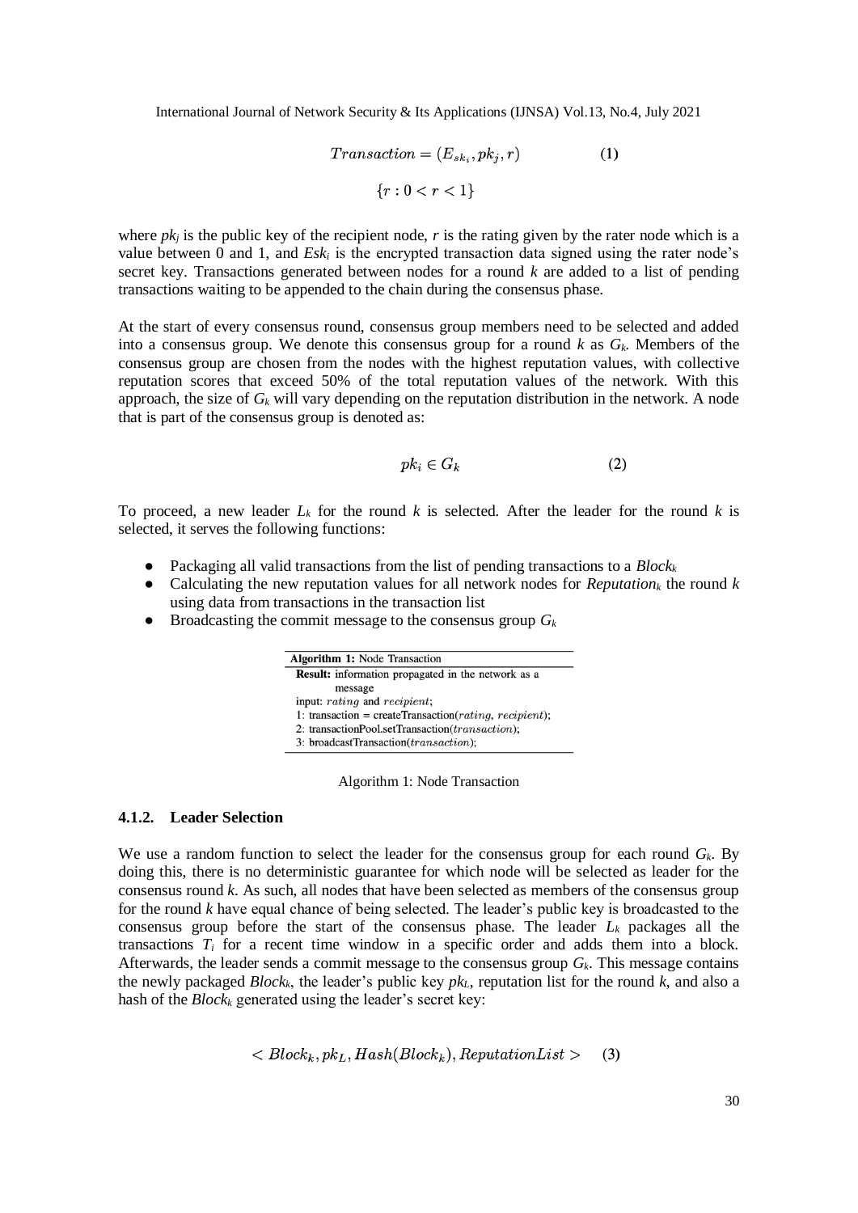$$Transaction = (E_{sk_i}, pk_j, r) \qquad (1)$$

$$\{r : 0 < r < 1\}$$

where $pk_j$ is the public key of the recipient node, $r$ is the rating given by the rater node which is a value between 0 and 1, and $Esk_i$ is the encrypted transaction data signed using the rater node's secret key. Transactions generated between nodes for a round $k$ are added to a list of pending transactions waiting to be appended to the chain during the consensus phase.

At the start of every consensus round, consensus group members need to be selected and added into a consensus group. We denote this consensus group for a round $k$ as $G_k$. Members of the consensus group are chosen from the nodes with the highest reputation values, with collective reputation scores that exceed 50% of the total reputation values of the network. With this approach, the size of $G_k$ will vary depending on the reputation distribution in the network. A node that is part of the consensus group is denoted as:

$$pk_i \in G_k \qquad (2)$$

To proceed, a new leader $L_k$ for the round $k$ is selected. After the leader for the round $k$ is selected, it serves the following functions:

- Packaging all valid transactions from the list of pending transactions to a $Block_k$
- Calculating the new reputation values for all network nodes for $Reputation_k$ the round $k$ using data from transactions in the transaction list
- Broadcasting the commit message to the consensus group $G_k$

```
Algorithm 1: Node Transaction
Result: information propagated in the network as a
        message
input: rating and recipient;
1: transaction = createTransaction(rating, recipient);
2: transactionPool.setTransaction(transaction);
3: broadcastTransaction(transaction);
```

Algorithm 1: Node Transaction

#### 4.1.2. Leader Selection

We use a random function to select the leader for the consensus group for each round $G_k$. By doing this, there is no deterministic guarantee for which node will be selected as leader for the consensus round $k$. As such, all nodes that have been selected as members of the consensus group for the round $k$ have equal chance of being selected. The leader's public key is broadcasted to the consensus group before the start of the consensus phase. The leader $L_k$ packages all the transactions $T_i$ for a recent time window in a specific order and adds them into a block. Afterwards, the leader sends a commit message to the consensus group $G_k$. This message contains the newly packaged $Block_k$, the leader's public key $pk_L$, reputation list for the round $k$, and also a hash of the $Block_k$ generated using the leader's secret key:

$$< Block_k, pk_L, Hash(Block_k), ReputationList > \qquad (3)$$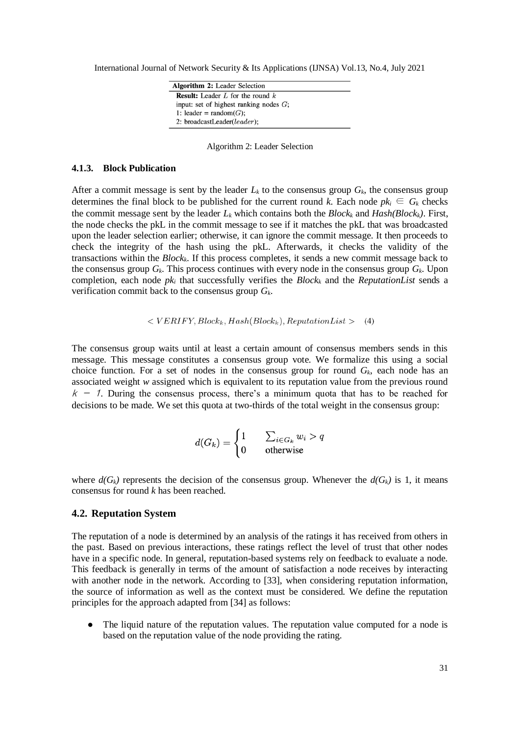**Algorithm 2:** Leader Selection

**Result:** Leader $L$ for the round $k$
input: set of highest ranking nodes $G$;
1: leader = random($G$);
2: broadcastLeader($leader$);

Algorithm 2: Leader Selection

#### 4.1.3. Block Publication

After a commit message is sent by the leader $L_k$ to the consensus group $G_k$, the consensus group determines the final block to be published for the current round *k*. Each node $pk_i \in G_k$ checks the commit message sent by the leader $L_k$ which contains both the $Block_k$ and $Hash(Block_k)$. First, the node checks the pkL in the commit message to see if it matches the pkL that was broadcasted upon the leader selection earlier; otherwise, it can ignore the commit message. It then proceeds to check the integrity of the hash using the pkL. Afterwards, it checks the validity of the transactions within the $Block_k$. If this process completes, it sends a new commit message back to the consensus group $G_k$. This process continues with every node in the consensus group $G_k$. Upon completion, each node $pk_i$ that successfully verifies the $Block_k$ and the *ReputationList* sends a verification commit back to the consensus group $G_k$.

$$< VERIFY, Block_k, Hash(Block_k), ReputationList > \quad (4)$$

The consensus group waits until at least a certain amount of consensus members sends in this message. This message constitutes a consensus group vote. We formalize this using a social choice function. For a set of nodes in the consensus group for round $G_k$, each node has an associated weight *w* assigned which is equivalent to its reputation value from the previous round $k - 1$. During the consensus process, there's a minimum quota that has to be reached for decisions to be made. We set this quota at two-thirds of the total weight in the consensus group:

$$d(G_k) = \begin{cases} 1 & \sum_{i \in G_k} w_i > q \\ 0 & \text{otherwise} \end{cases}$$

where $d(G_k)$ represents the decision of the consensus group. Whenever the $d(G_k)$ is 1, it means consensus for round *k* has been reached.

### 4.2. Reputation System

The reputation of a node is determined by an analysis of the ratings it has received from others in the past. Based on previous interactions, these ratings reflect the level of trust that other nodes have in a specific node. In general, reputation-based systems rely on feedback to evaluate a node. This feedback is generally in terms of the amount of satisfaction a node receives by interacting with another node in the network. According to [33], when considering reputation information, the source of information as well as the context must be considered. We define the reputation principles for the approach adapted from [34] as follows:

- The liquid nature of the reputation values. The reputation value computed for a node is based on the reputation value of the node providing the rating.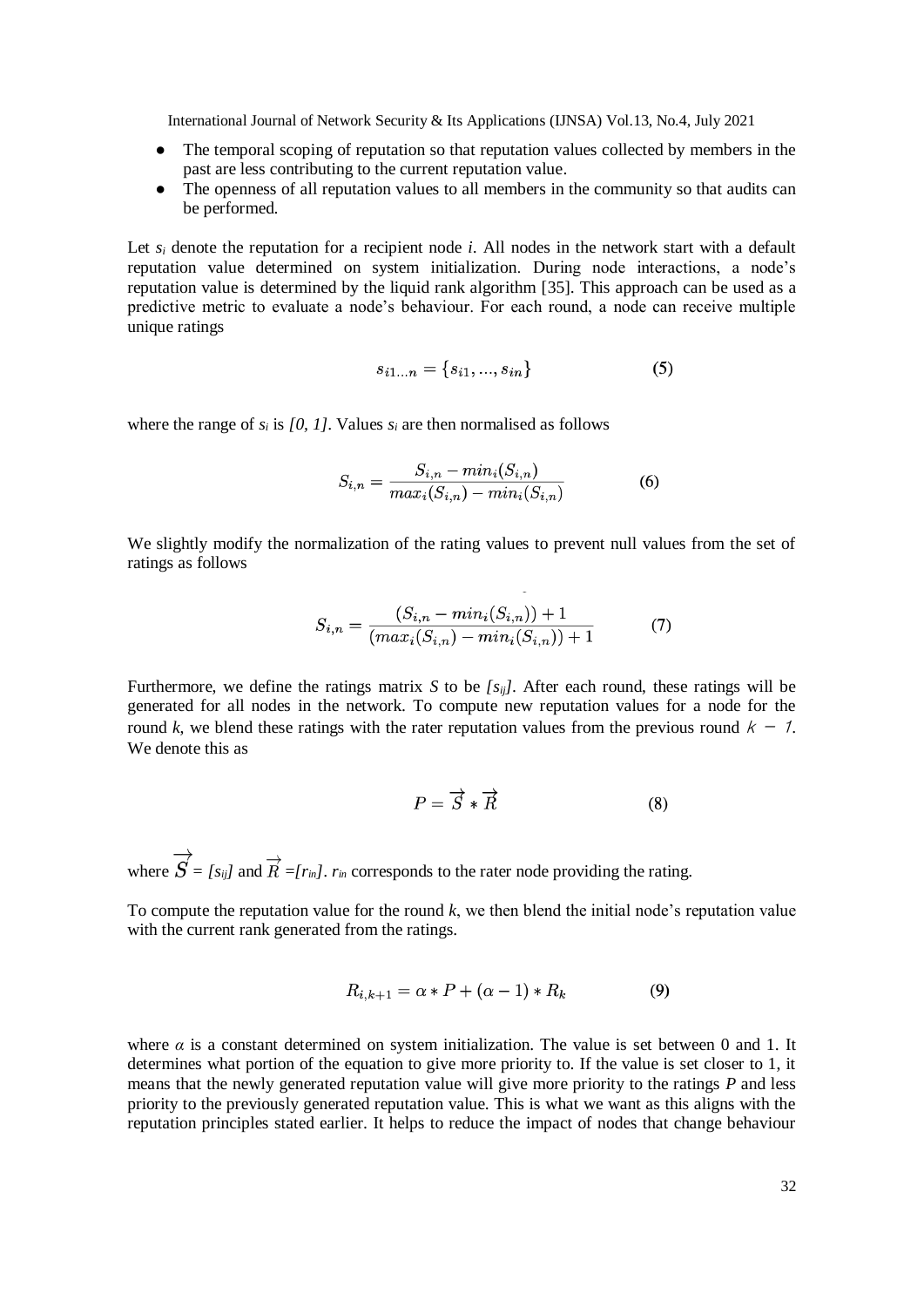- The temporal scoping of reputation so that reputation values collected by members in the past are less contributing to the current reputation value.
- The openness of all reputation values to all members in the community so that audits can be performed.

Let $s_i$ denote the reputation for a recipient node *i*. All nodes in the network start with a default reputation value determined on system initialization. During node interactions, a node's reputation value is determined by the liquid rank algorithm [35]. This approach can be used as a predictive metric to evaluate a node's behaviour. For each round, a node can receive multiple unique ratings

$$s_{i1...n} = \{s_{i1}, ..., s_{in}\} \tag{5}$$

where the range of $s_i$ is *[0, 1]*. Values $s_i$ are then normalised as follows

$$S_{i,n} = \frac{S_{i,n} - min_i(S_{i,n})}{max_i(S_{i,n}) - min_i(S_{i,n})} \tag{6}$$

We slightly modify the normalization of the rating values to prevent null values from the set of ratings as follows

$$S_{i,n} = \frac{(S_{i,n} - min_i(S_{i,n})) + 1}{(max_i(S_{i,n}) - min_i(S_{i,n})) + 1} \tag{7}$$

Furthermore, we define the ratings matrix *S* to be $[s_{ij}]$. After each round, these ratings will be generated for all nodes in the network. To compute new reputation values for a node for the round *k*, we blend these ratings with the rater reputation values from the previous round $k - 1$. We denote this as

$$P = \overrightarrow{S} * \overrightarrow{R} \tag{8}$$

where $\overrightarrow{S} = [s_{ij}]$ and $\overrightarrow{R} = [r_{in}]$. $r_{in}$ corresponds to the rater node providing the rating.

To compute the reputation value for the round *k*, we then blend the initial node's reputation value with the current rank generated from the ratings.

$$R_{i,k+1} = \alpha * P + (\alpha - 1) * R_k \tag{9}$$

where $\alpha$ is a constant determined on system initialization. The value is set between 0 and 1. It determines what portion of the equation to give more priority to. If the value is set closer to 1, it means that the newly generated reputation value will give more priority to the ratings *P* and less priority to the previously generated reputation value. This is what we want as this aligns with the reputation principles stated earlier. It helps to reduce the impact of nodes that change behaviour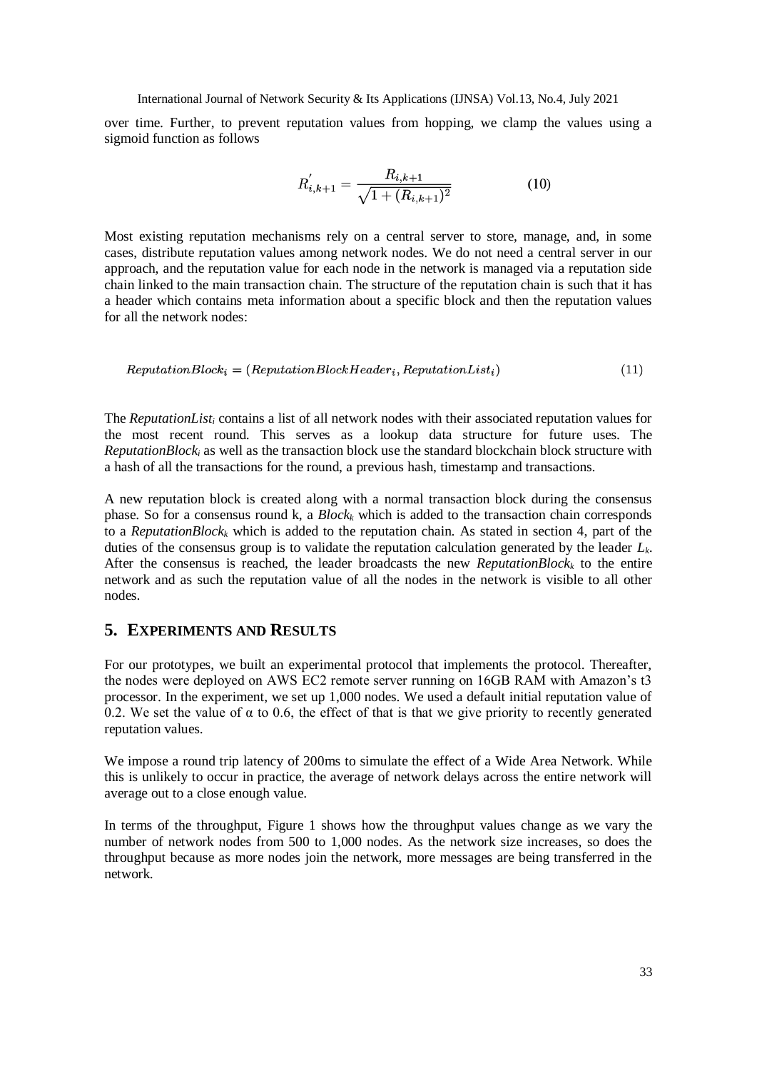over time. Further, to prevent reputation values from hopping, we clamp the values using a sigmoid function as follows

$$R'_{i,k+1} = \frac{R_{i,k+1}}{\sqrt{1 + (R_{i,k+1})^2}} \qquad (10)$$

Most existing reputation mechanisms rely on a central server to store, manage, and, in some cases, distribute reputation values among network nodes. We do not need a central server in our approach, and the reputation value for each node in the network is managed via a reputation side chain linked to the main transaction chain. The structure of the reputation chain is such that it has a header which contains meta information about a specific block and then the reputation values for all the network nodes:

$$ReputationBlock_i = (ReputationBlockHeader_i, ReputationList_i) \qquad (11)$$

The $ReputationList_i$ contains a list of all network nodes with their associated reputation values for the most recent round. This serves as a lookup data structure for future uses. The $ReputationBlock_i$ as well as the transaction block use the standard blockchain block structure with a hash of all the transactions for the round, a previous hash, timestamp and transactions.

A new reputation block is created along with a normal transaction block during the consensus phase. So for a consensus round k, a $Block_k$ which is added to the transaction chain corresponds to a $ReputationBlock_k$ which is added to the reputation chain. As stated in section 4, part of the duties of the consensus group is to validate the reputation calculation generated by the leader $L_k$. After the consensus is reached, the leader broadcasts the new $ReputationBlock_k$ to the entire network and as such the reputation value of all the nodes in the network is visible to all other nodes.

## 5. Experiments and Results

For our prototypes, we built an experimental protocol that implements the protocol. Thereafter, the nodes were deployed on AWS EC2 remote server running on 16GB RAM with Amazon's t3 processor. In the experiment, we set up 1,000 nodes. We used a default initial reputation value of 0.2. We set the value of $\alpha$ to 0.6, the effect of that is that we give priority to recently generated reputation values.

We impose a round trip latency of 200ms to simulate the effect of a Wide Area Network. While this is unlikely to occur in practice, the average of network delays across the entire network will average out to a close enough value.

In terms of the throughput, Figure 1 shows how the throughput values change as we vary the number of network nodes from 500 to 1,000 nodes. As the network size increases, so does the throughput because as more nodes join the network, more messages are being transferred in the network.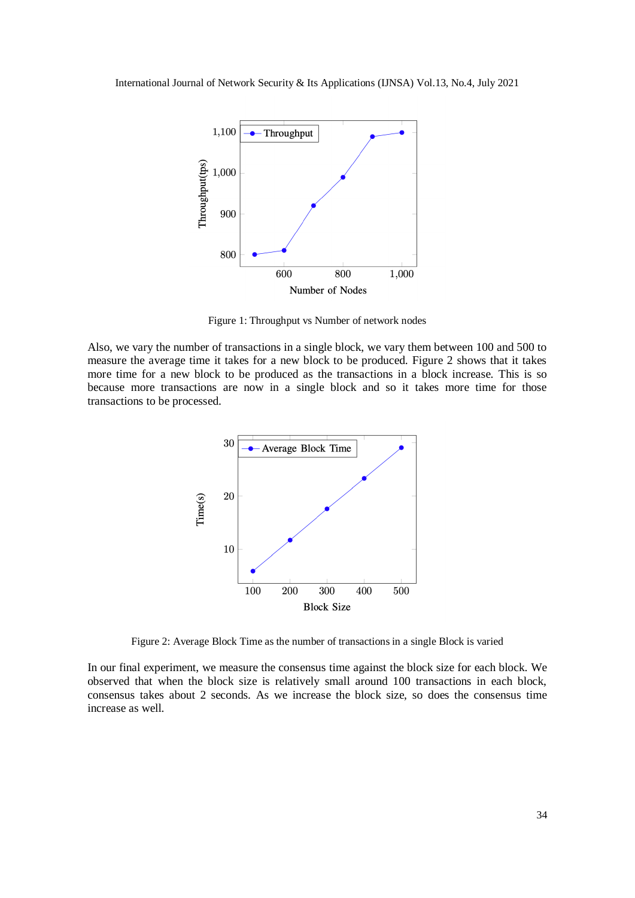Figure 1: Throughput vs Number of network nodes

Also, we vary the number of transactions in a single block, we vary them between 100 and 500 to measure the average time it takes for a new block to be produced. Figure 2 shows that it takes more time for a new block to be produced as the transactions in a block increase. This is so because more transactions are now in a single block and so it takes more time for those transactions to be processed.

Figure 2: Average Block Time as the number of transactions in a single Block is varied

In our final experiment, we measure the consensus time against the block size for each block. We observed that when the block size is relatively small around 100 transactions in each block, consensus takes about 2 seconds. As we increase the block size, so does the consensus time increase as well.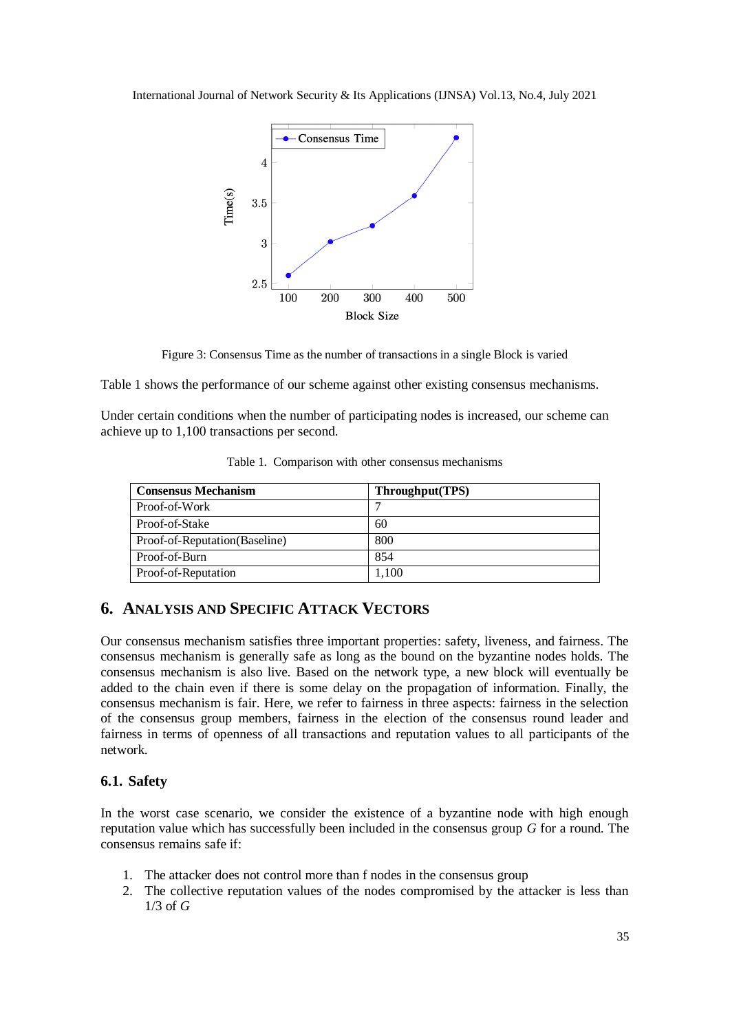Figure 3: Consensus Time as the number of transactions in a single Block is varied

Table 1 shows the performance of our scheme against other existing consensus mechanisms.

Under certain conditions when the number of participating nodes is increased, our scheme can achieve up to 1,100 transactions per second.

Table 1. Comparison with other consensus mechanisms

| Consensus Mechanism | Throughput(TPS) |
|---|---|
| Proof-of-Work | 7 |
| Proof-of-Stake | 60 |
| Proof-of-Reputation(Baseline) | 800 |
| Proof-of-Burn | 854 |
| Proof-of-Reputation | 1,100 |

## 6. Analysis and Specific Attack Vectors

Our consensus mechanism satisfies three important properties: safety, liveness, and fairness. The consensus mechanism is generally safe as long as the bound on the byzantine nodes holds. The consensus mechanism is also live. Based on the network type, a new block will eventually be added to the chain even if there is some delay on the propagation of information. Finally, the consensus mechanism is fair. Here, we refer to fairness in three aspects: fairness in the selection of the consensus group members, fairness in the election of the consensus round leader and fairness in terms of openness of all transactions and reputation values to all participants of the network.

### 6.1. Safety

In the worst case scenario, we consider the existence of a byzantine node with high enough reputation value which has successfully been included in the consensus group $G$ for a round. The consensus remains safe if:

1. The attacker does not control more than f nodes in the consensus group
2. The collective reputation values of the nodes compromised by the attacker is less than 1/3 of $G$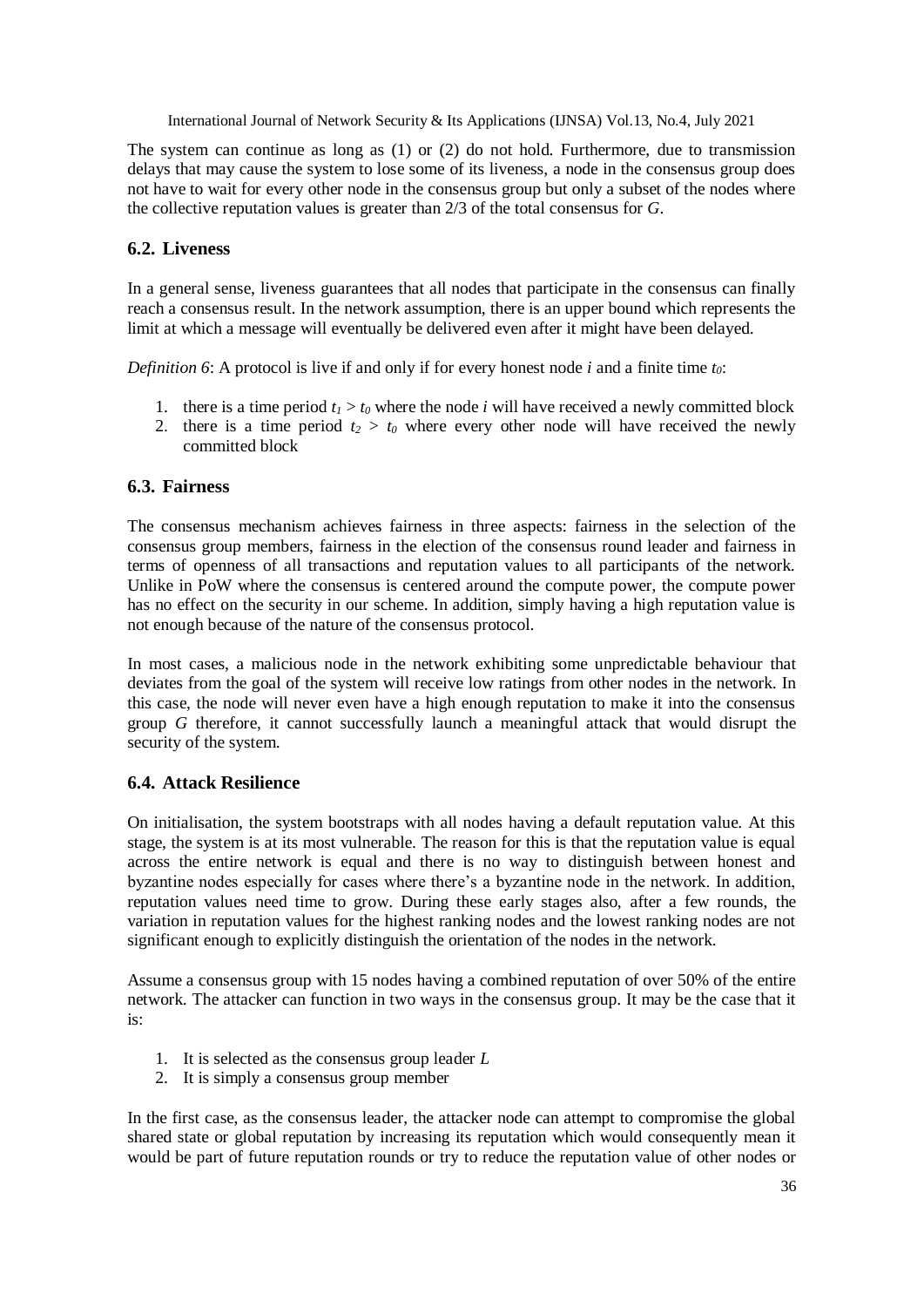The system can continue as long as (1) or (2) do not hold. Furthermore, due to transmission delays that may cause the system to lose some of its liveness, a node in the consensus group does not have to wait for every other node in the consensus group but only a subset of the nodes where the collective reputation values is greater than 2/3 of the total consensus for *G*.

## 6.2. Liveness

In a general sense, liveness guarantees that all nodes that participate in the consensus can finally reach a consensus result. In the network assumption, there is an upper bound which represents the limit at which a message will eventually be delivered even after it might have been delayed.

*Definition 6*: A protocol is live if and only if for every honest node $i$ and a finite time $t_0$:

1. there is a time period $t_1 > t_0$ where the node $i$ will have received a newly committed block
2. there is a time period $t_2 > t_0$ where every other node will have received the newly committed block

## 6.3. Fairness

The consensus mechanism achieves fairness in three aspects: fairness in the selection of the consensus group members, fairness in the election of the consensus round leader and fairness in terms of openness of all transactions and reputation values to all participants of the network. Unlike in PoW where the consensus is centered around the compute power, the compute power has no effect on the security in our scheme. In addition, simply having a high reputation value is not enough because of the nature of the consensus protocol.

In most cases, a malicious node in the network exhibiting some unpredictable behaviour that deviates from the goal of the system will receive low ratings from other nodes in the network. In this case, the node will never even have a high enough reputation to make it into the consensus group *G* therefore, it cannot successfully launch a meaningful attack that would disrupt the security of the system.

## 6.4. Attack Resilience

On initialisation, the system bootstraps with all nodes having a default reputation value. At this stage, the system is at its most vulnerable. The reason for this is that the reputation value is equal across the entire network is equal and there is no way to distinguish between honest and byzantine nodes especially for cases where there's a byzantine node in the network. In addition, reputation values need time to grow. During these early stages also, after a few rounds, the variation in reputation values for the highest ranking nodes and the lowest ranking nodes are not significant enough to explicitly distinguish the orientation of the nodes in the network.

Assume a consensus group with 15 nodes having a combined reputation of over 50% of the entire network. The attacker can function in two ways in the consensus group. It may be the case that it is:

1. It is selected as the consensus group leader *L*
2. It is simply a consensus group member

In the first case, as the consensus leader, the attacker node can attempt to compromise the global shared state or global reputation by increasing its reputation which would consequently mean it would be part of future reputation rounds or try to reduce the reputation value of other nodes or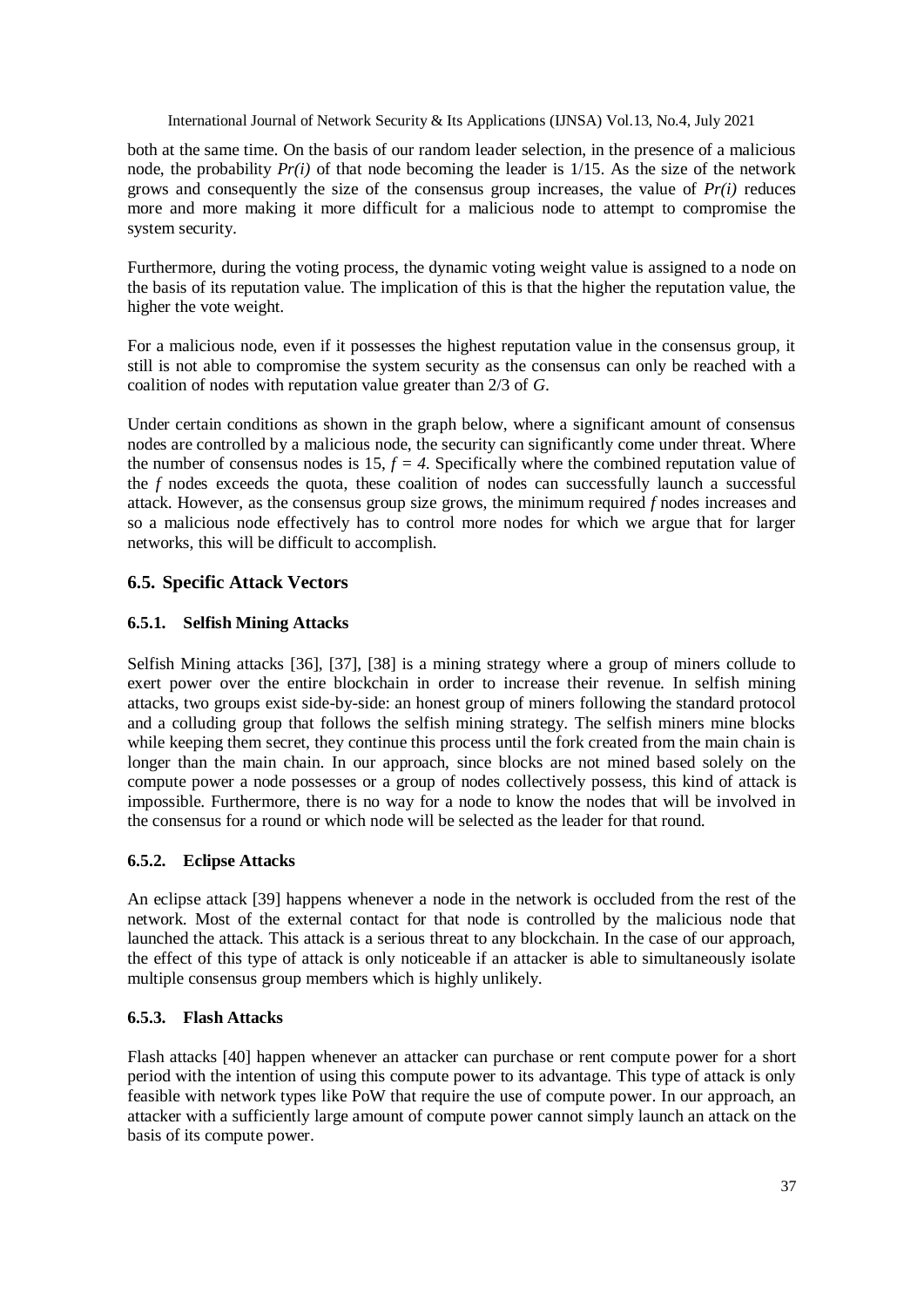both at the same time. On the basis of our random leader selection, in the presence of a malicious node, the probability $Pr(i)$ of that node becoming the leader is 1/15. As the size of the network grows and consequently the size of the consensus group increases, the value of $Pr(i)$ reduces more and more making it more difficult for a malicious node to attempt to compromise the system security.

Furthermore, during the voting process, the dynamic voting weight value is assigned to a node on the basis of its reputation value. The implication of this is that the higher the reputation value, the higher the vote weight.

For a malicious node, even if it possesses the highest reputation value in the consensus group, it still is not able to compromise the system security as the consensus can only be reached with a coalition of nodes with reputation value greater than 2/3 of $G$.

Under certain conditions as shown in the graph below, where a significant amount of consensus nodes are controlled by a malicious node, the security can significantly come under threat. Where the number of consensus nodes is 15, $f = 4$. Specifically where the combined reputation value of the $f$ nodes exceeds the quota, these coalition of nodes can successfully launch a successful attack. However, as the consensus group size grows, the minimum required $f$ nodes increases and so a malicious node effectively has to control more nodes for which we argue that for larger networks, this will be difficult to accomplish.

## 6.5. Specific Attack Vectors

### 6.5.1. Selfish Mining Attacks

Selfish Mining attacks [36], [37], [38] is a mining strategy where a group of miners collude to exert power over the entire blockchain in order to increase their revenue. In selfish mining attacks, two groups exist side-by-side: an honest group of miners following the standard protocol and a colluding group that follows the selfish mining strategy. The selfish miners mine blocks while keeping them secret, they continue this process until the fork created from the main chain is longer than the main chain. In our approach, since blocks are not mined based solely on the compute power a node possesses or a group of nodes collectively possess, this kind of attack is impossible. Furthermore, there is no way for a node to know the nodes that will be involved in the consensus for a round or which node will be selected as the leader for that round.

### 6.5.2. Eclipse Attacks

An eclipse attack [39] happens whenever a node in the network is occluded from the rest of the network. Most of the external contact for that node is controlled by the malicious node that launched the attack. This attack is a serious threat to any blockchain. In the case of our approach, the effect of this type of attack is only noticeable if an attacker is able to simultaneously isolate multiple consensus group members which is highly unlikely.

### 6.5.3. Flash Attacks

Flash attacks [40] happen whenever an attacker can purchase or rent compute power for a short period with the intention of using this compute power to its advantage. This type of attack is only feasible with network types like PoW that require the use of compute power. In our approach, an attacker with a sufficiently large amount of compute power cannot simply launch an attack on the basis of its compute power.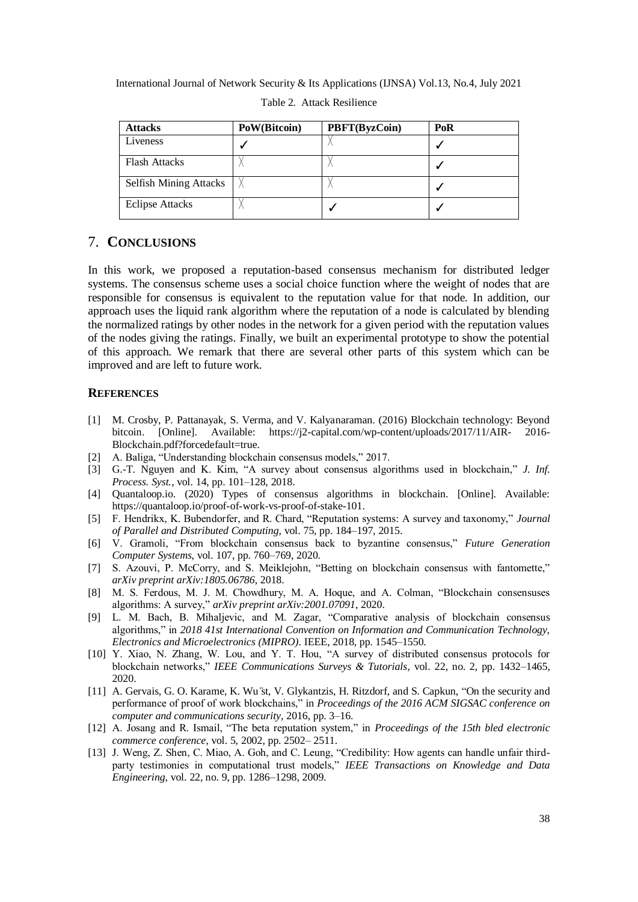Table 2. Attack Resilience

| Attacks | PoW(Bitcoin) | PBFT(ByzCoin) | PoR |
|---|---|---|---|
| Liveness | ✓ | ╳ | ✓ |
| Flash Attacks | ╳ | ╳ | ✓ |
| Selfish Mining Attacks | ╳ | ╳ | ✓ |
| Eclipse Attacks | ╳ | ✓ | ✓ |

## 7. CONCLUSIONS

In this work, we proposed a reputation-based consensus mechanism for distributed ledger systems. The consensus scheme uses a social choice function where the weight of nodes that are responsible for consensus is equivalent to the reputation value for that node. In addition, our approach uses the liquid rank algorithm where the reputation of a node is calculated by blending the normalized ratings by other nodes in the network for a given period with the reputation values of the nodes giving the ratings. Finally, we built an experimental prototype to show the potential of this approach. We remark that there are several other parts of this system which can be improved and are left to future work.

## REFERENCES

[1] M. Crosby, P. Pattanayak, S. Verma, and V. Kalyanaraman. (2016) Blockchain technology: Beyond bitcoin. [Online]. Available: https://j2-capital.com/wp-content/uploads/2017/11/AIR- 2016-Blockchain.pdf?forcedefault=true.

[2] A. Baliga, "Understanding blockchain consensus models," 2017.

[3] G.-T. Nguyen and K. Kim, "A survey about consensus algorithms used in blockchain," *J. Inf. Process. Syst.*, vol. 14, pp. 101–128, 2018.

[4] Quantaloop.io. (2020) Types of consensus algorithms in blockchain. [Online]. Available: https://quantaloop.io/proof-of-work-vs-proof-of-stake-101.

[5] F. Hendrikx, K. Bubendorfer, and R. Chard, "Reputation systems: A survey and taxonomy," *Journal of Parallel and Distributed Computing*, vol. 75, pp. 184–197, 2015.

[6] V. Gramoli, "From blockchain consensus back to byzantine consensus," *Future Generation Computer Systems*, vol. 107, pp. 760–769, 2020.

[7] S. Azouvi, P. McCorry, and S. Meiklejohn, "Betting on blockchain consensus with fantomette," *arXiv preprint arXiv:1805.06786*, 2018.

[8] M. S. Ferdous, M. J. M. Chowdhury, M. A. Hoque, and A. Colman, "Blockchain consensuses algorithms: A survey," *arXiv preprint arXiv:2001.07091*, 2020.

[9] L. M. Bach, B. Mihaljevic, and M. Zagar, "Comparative analysis of blockchain consensus algorithms," in *2018 41st International Convention on Information and Communication Technology, Electronics and Microelectronics (MIPRO)*. IEEE, 2018, pp. 1545–1550.

[10] Y. Xiao, N. Zhang, W. Lou, and Y. T. Hou, "A survey of distributed consensus protocols for blockchain networks," *IEEE Communications Surveys & Tutorials*, vol. 22, no. 2, pp. 1432–1465, 2020.

[11] A. Gervais, G. O. Karame, K. Wüst, V. Glykantzis, H. Ritzdorf, and S. Capkun, "On the security and performance of proof of work blockchains," in *Proceedings of the 2016 ACM SIGSAC conference on computer and communications security*, 2016, pp. 3–16.

[12] A. Josang and R. Ismail, "The beta reputation system," in *Proceedings of the 15th bled electronic commerce conference*, vol. 5, 2002, pp. 2502– 2511.

[13] J. Weng, Z. Shen, C. Miao, A. Goh, and C. Leung, "Credibility: How agents can handle unfair third-party testimonies in computational trust models," *IEEE Transactions on Knowledge and Data Engineering*, vol. 22, no. 9, pp. 1286–1298, 2009.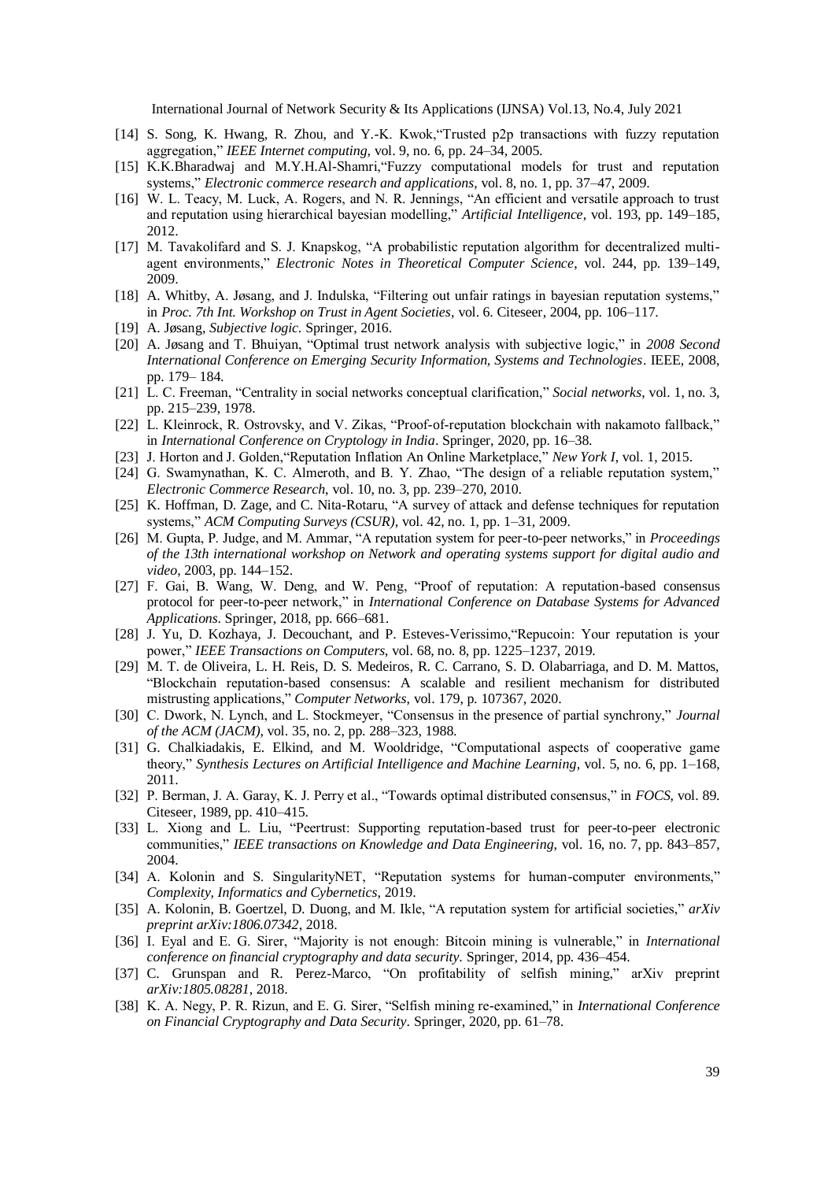[14] S. Song, K. Hwang, R. Zhou, and Y.-K. Kwok,"Trusted p2p transactions with fuzzy reputation aggregation," *IEEE Internet computing*, vol. 9, no. 6, pp. 24–34, 2005.

[15] K.K.Bharadwaj and M.Y.H.Al-Shamri,"Fuzzy computational models for trust and reputation systems," *Electronic commerce research and applications*, vol. 8, no. 1, pp. 37–47, 2009.

[16] W. L. Teacy, M. Luck, A. Rogers, and N. R. Jennings, "An efficient and versatile approach to trust and reputation using hierarchical bayesian modelling," *Artificial Intelligence*, vol. 193, pp. 149–185, 2012.

[17] M. Tavakolifard and S. J. Knapskog, "A probabilistic reputation algorithm for decentralized multi-agent environments," *Electronic Notes in Theoretical Computer Science*, vol. 244, pp. 139–149, 2009.

[18] A. Whitby, A. Jøsang, and J. Indulska, "Filtering out unfair ratings in bayesian reputation systems," in *Proc. 7th Int. Workshop on Trust in Agent Societies*, vol. 6. Citeseer, 2004, pp. 106–117.

[19] A. Jøsang, *Subjective logic*. Springer, 2016.

[20] A. Jøsang and T. Bhuiyan, "Optimal trust network analysis with subjective logic," in *2008 Second International Conference on Emerging Security Information, Systems and Technologies*. IEEE, 2008, pp. 179– 184.

[21] L. C. Freeman, "Centrality in social networks conceptual clarification," *Social networks*, vol. 1, no. 3, pp. 215–239, 1978.

[22] L. Kleinrock, R. Ostrovsky, and V. Zikas, "Proof-of-reputation blockchain with nakamoto fallback," in *International Conference on Cryptology in India*. Springer, 2020, pp. 16–38.

[23] J. Horton and J. Golden,"Reputation Inflation An Online Marketplace," *New York I*, vol. 1, 2015.

[24] G. Swamynathan, K. C. Almeroth, and B. Y. Zhao, "The design of a reliable reputation system," *Electronic Commerce Research*, vol. 10, no. 3, pp. 239–270, 2010.

[25] K. Hoffman, D. Zage, and C. Nita-Rotaru, "A survey of attack and defense techniques for reputation systems," *ACM Computing Surveys (CSUR)*, vol. 42, no. 1, pp. 1–31, 2009.

[26] M. Gupta, P. Judge, and M. Ammar, "A reputation system for peer-to-peer networks," in *Proceedings of the 13th international workshop on Network and operating systems support for digital audio and video*, 2003, pp. 144–152.

[27] F. Gai, B. Wang, W. Deng, and W. Peng, "Proof of reputation: A reputation-based consensus protocol for peer-to-peer network," in *International Conference on Database Systems for Advanced Applications*. Springer, 2018, pp. 666–681.

[28] J. Yu, D. Kozhaya, J. Decouchant, and P. Esteves-Verissimo,"Repucoin: Your reputation is your power," *IEEE Transactions on Computers*, vol. 68, no. 8, pp. 1225–1237, 2019.

[29] M. T. de Oliveira, L. H. Reis, D. S. Medeiros, R. C. Carrano, S. D. Olabarriaga, and D. M. Mattos, "Blockchain reputation-based consensus: A scalable and resilient mechanism for distributed mistrusting applications," *Computer Networks*, vol. 179, p. 107367, 2020.

[30] C. Dwork, N. Lynch, and L. Stockmeyer, "Consensus in the presence of partial synchrony," *Journal of the ACM (JACM)*, vol. 35, no. 2, pp. 288–323, 1988.

[31] G. Chalkiadakis, E. Elkind, and M. Wooldridge, "Computational aspects of cooperative game theory," *Synthesis Lectures on Artificial Intelligence and Machine Learning*, vol. 5, no. 6, pp. 1–168, 2011.

[32] P. Berman, J. A. Garay, K. J. Perry et al., "Towards optimal distributed consensus," in *FOCS*, vol. 89. Citeseer, 1989, pp. 410–415.

[33] L. Xiong and L. Liu, "Peertrust: Supporting reputation-based trust for peer-to-peer electronic communities," *IEEE transactions on Knowledge and Data Engineering*, vol. 16, no. 7, pp. 843–857, 2004.

[34] A. Kolonin and S. SingularityNET, "Reputation systems for human-computer environments," *Complexity, Informatics and Cybernetics*, 2019.

[35] A. Kolonin, B. Goertzel, D. Duong, and M. Ikle, "A reputation system for artificial societies," *arXiv preprint arXiv:1806.07342*, 2018.

[36] I. Eyal and E. G. Sirer, "Majority is not enough: Bitcoin mining is vulnerable," in *International conference on financial cryptography and data security*. Springer, 2014, pp. 436–454.

[37] C. Grunspan and R. Perez-Marco, "On profitability of selfish mining," arXiv preprint *arXiv:1805.08281*, 2018.

[38] K. A. Negy, P. R. Rizun, and E. G. Sirer, "Selfish mining re-examined," in *International Conference on Financial Cryptography and Data Security*. Springer, 2020, pp. 61–78.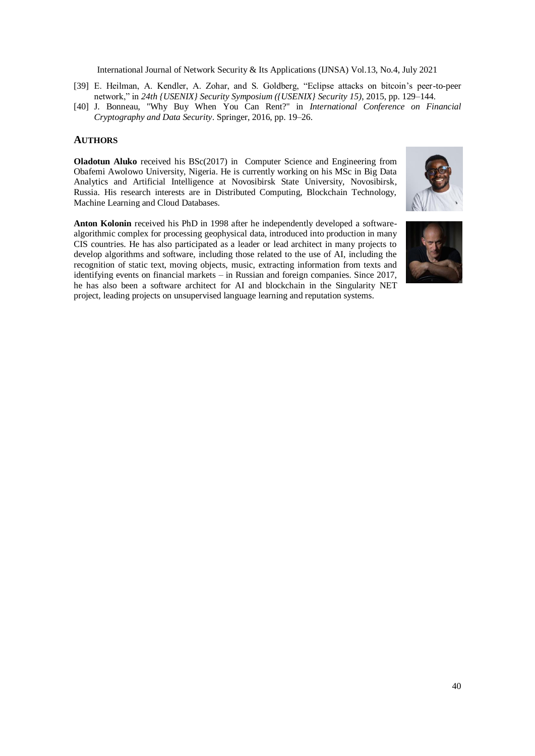[39] E. Heilman, A. Kendler, A. Zohar, and S. Goldberg, "Eclipse attacks on bitcoin's peer-to-peer network," in *24th {USENIX} Security Symposium ({USENIX} Security 15)*, 2015, pp. 129–144.

[40] J. Bonneau, "Why Buy When You Can Rent?" in *International Conference on Financial Cryptography and Data Security*. Springer, 2016, pp. 19–26.

## AUTHORS

**Oladotun Aluko** received his BSc(2017) in Computer Science and Engineering from Obafemi Awolowo University, Nigeria. He is currently working on his MSc in Big Data Analytics and Artificial Intelligence at Novosibirsk State University, Novosibirsk, Russia. His research interests are in Distributed Computing, Blockchain Technology, Machine Learning and Cloud Databases.

**Anton Kolonin** received his PhD in 1998 after he independently developed a software-algorithmic complex for processing geophysical data, introduced into production in many CIS countries. He has also participated as a leader or lead architect in many projects to develop algorithms and software, including those related to the use of AI, including the recognition of static text, moving objects, music, extracting information from texts and identifying events on financial markets – in Russian and foreign companies. Since 2017, he has also been a software architect for AI and blockchain in the Singularity NET project, leading projects on unsupervised language learning and reputation systems.